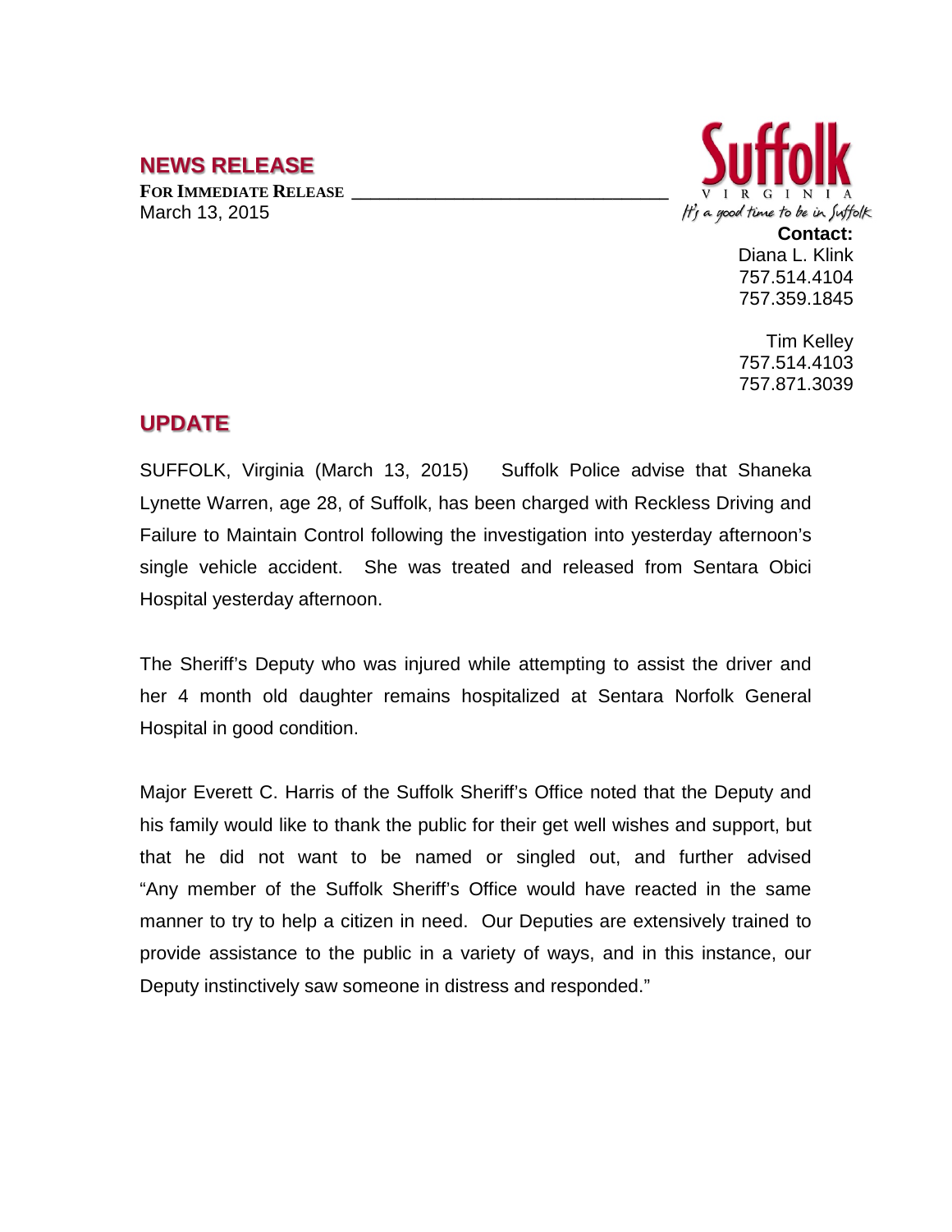## NEWS RELEASE

**FOR IMMEDIATE RELEASE**
March 13, 2015

Suffolk
VIRGINIA
It's a good time to be in Suffolk

**Contact:**
Diana L. Klink
757.514.4104
757.359.1845

Tim Kelley
757.514.4103
757.871.3039

## UPDATE

SUFFOLK, Virginia (March 13, 2015) Suffolk Police advise that Shaneka Lynette Warren, age 28, of Suffolk, has been charged with Reckless Driving and Failure to Maintain Control following the investigation into yesterday afternoon's single vehicle accident. She was treated and released from Sentara Obici Hospital yesterday afternoon.

The Sheriff's Deputy who was injured while attempting to assist the driver and her 4 month old daughter remains hospitalized at Sentara Norfolk General Hospital in good condition.

Major Everett C. Harris of the Suffolk Sheriff's Office noted that the Deputy and his family would like to thank the public for their get well wishes and support, but that he did not want to be named or singled out, and further advised "Any member of the Suffolk Sheriff's Office would have reacted in the same manner to try to help a citizen in need. Our Deputies are extensively trained to provide assistance to the public in a variety of ways, and in this instance, our Deputy instinctively saw someone in distress and responded."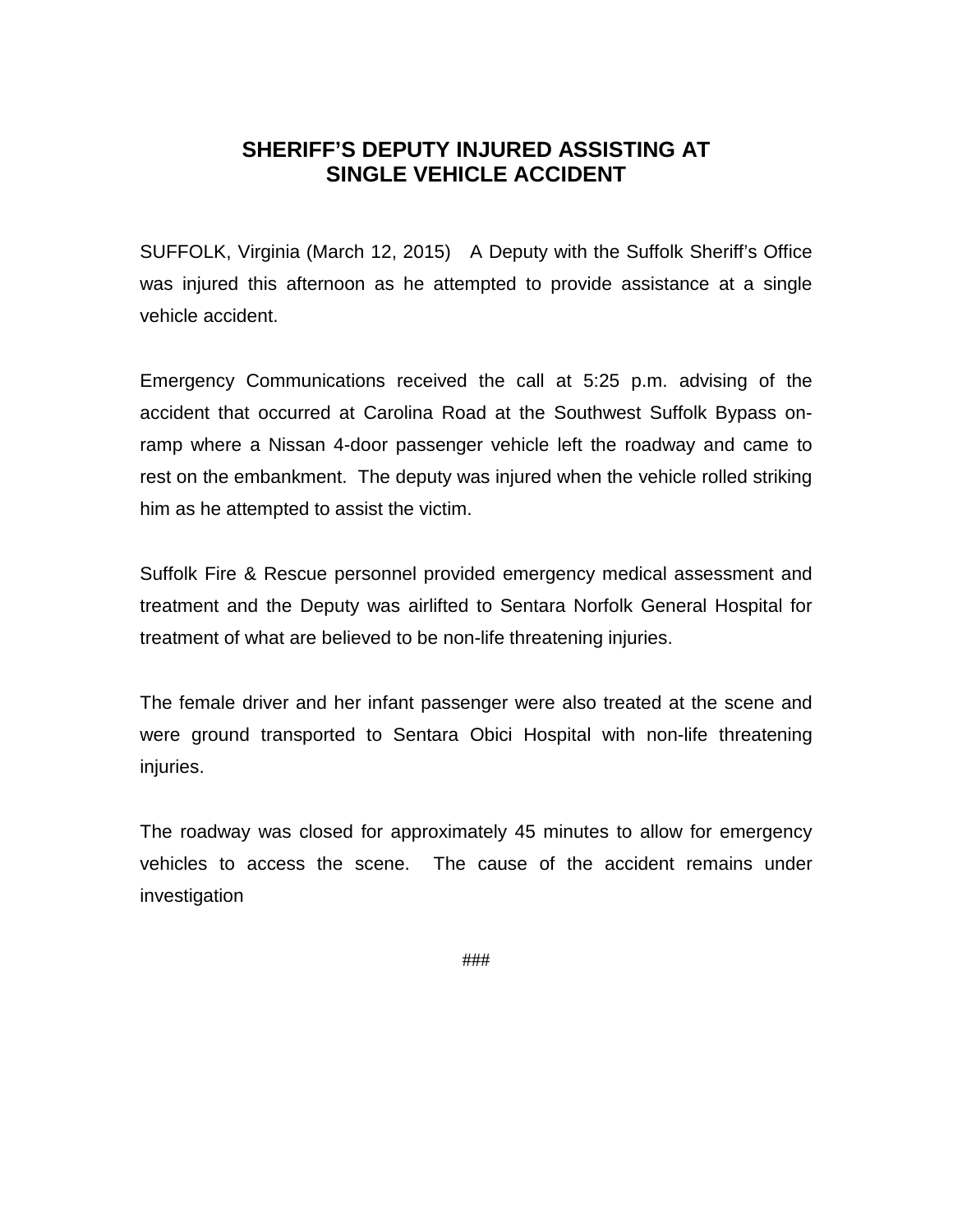# SHERIFF'S DEPUTY INJURED ASSISTING AT SINGLE VEHICLE ACCIDENT

SUFFOLK, Virginia (March 12, 2015) A Deputy with the Suffolk Sheriff's Office was injured this afternoon as he attempted to provide assistance at a single vehicle accident.

Emergency Communications received the call at 5:25 p.m. advising of the accident that occurred at Carolina Road at the Southwest Suffolk Bypass on-ramp where a Nissan 4-door passenger vehicle left the roadway and came to rest on the embankment. The deputy was injured when the vehicle rolled striking him as he attempted to assist the victim.

Suffolk Fire & Rescue personnel provided emergency medical assessment and treatment and the Deputy was airlifted to Sentara Norfolk General Hospital for treatment of what are believed to be non-life threatening injuries.

The female driver and her infant passenger were also treated at the scene and were ground transported to Sentara Obici Hospital with non-life threatening injuries.

The roadway was closed for approximately 45 minutes to allow for emergency vehicles to access the scene. The cause of the accident remains under investigation

###